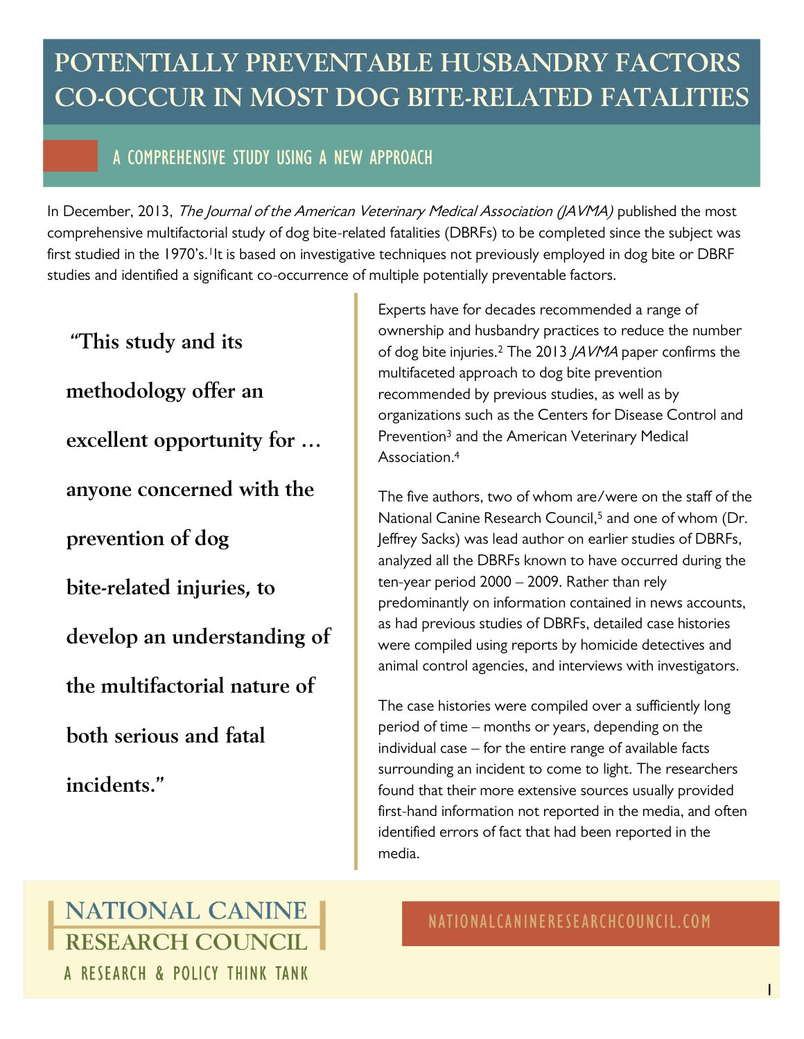# POTENTIALLY PREVENTABLE HUSBANDRY FACTORS CO-OCCUR IN MOST DOG BITE-RELATED FATALITIES

## A COMPREHENSIVE STUDY USING A NEW APPROACH

In December, 2013, *The Journal of the American Veterinary Medical Association (JAVMA)* published the most comprehensive multifactorial study of dog bite-related fatalities (DBRFs) to be completed since the subject was first studied in the 1970's.[1] It is based on investigative techniques not previously employed in dog bite or DBRF studies and identified a significant co-occurrence of multiple potentially preventable factors.

> **"This study and its methodology offer an excellent opportunity for … anyone concerned with the prevention of dog bite-related injuries, to develop an understanding of the multifactorial nature of both serious and fatal incidents."**

Experts have for decades recommended a range of ownership and husbandry practices to reduce the number of dog bite injuries.[2] The 2013 *JAVMA* paper confirms the multifaceted approach to dog bite prevention recommended by previous studies, as well as by organizations such as the Centers for Disease Control and Prevention[3] and the American Veterinary Medical Association.[4]

The five authors, two of whom are/were on the staff of the National Canine Research Council,[5] and one of whom (Dr. Jeffrey Sacks) was lead author on earlier studies of DBRFs, analyzed all the DBRFs known to have occurred during the ten-year period 2000 – 2009. Rather than rely predominantly on information contained in news accounts, as had previous studies of DBRFs, detailed case histories were compiled using reports by homicide detectives and animal control agencies, and interviews with investigators.

The case histories were compiled over a sufficiently long period of time – months or years, depending on the individual case – for the entire range of available facts surrounding an incident to come to light. The researchers found that their more extensive sources usually provided first-hand information not reported in the media, and often identified errors of fact that had been reported in the media.

NATIONAL CANINE RESEARCH COUNCIL
A RESEARCH & POLICY THINK TANK

NATIONALCANINERESEARCHCOUNCIL.COM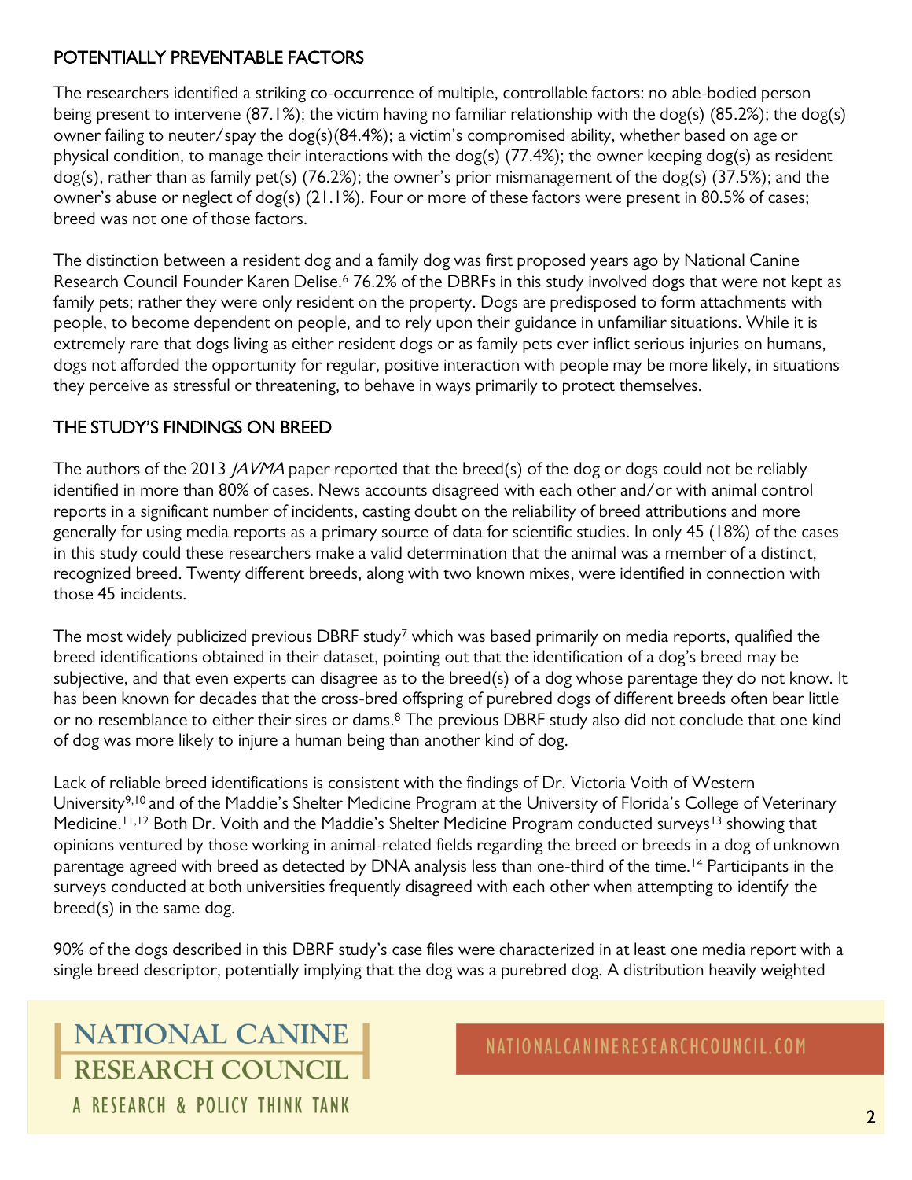## POTENTIALLY PREVENTABLE FACTORS

The researchers identified a striking co-occurrence of multiple, controllable factors: no able-bodied person being present to intervene (87.1%); the victim having no familiar relationship with the dog(s) (85.2%); the dog(s) owner failing to neuter/spay the dog(s)(84.4%); a victim's compromised ability, whether based on age or physical condition, to manage their interactions with the dog(s) (77.4%); the owner keeping dog(s) as resident dog(s), rather than as family pet(s) (76.2%); the owner's prior mismanagement of the dog(s) (37.5%); and the owner's abuse or neglect of dog(s) (21.1%). Four or more of these factors were present in 80.5% of cases; breed was not one of those factors.

The distinction between a resident dog and a family dog was first proposed years ago by National Canine Research Council Founder Karen Delise.[6] 76.2% of the DBRFs in this study involved dogs that were not kept as family pets; rather they were only resident on the property. Dogs are predisposed to form attachments with people, to become dependent on people, and to rely upon their guidance in unfamiliar situations. While it is extremely rare that dogs living as either resident dogs or as family pets ever inflict serious injuries on humans, dogs not afforded the opportunity for regular, positive interaction with people may be more likely, in situations they perceive as stressful or threatening, to behave in ways primarily to protect themselves.

## THE STUDY'S FINDINGS ON BREED

The authors of the 2013 *JAVMA* paper reported that the breed(s) of the dog or dogs could not be reliably identified in more than 80% of cases. News accounts disagreed with each other and/or with animal control reports in a significant number of incidents, casting doubt on the reliability of breed attributions and more generally for using media reports as a primary source of data for scientific studies. In only 45 (18%) of the cases in this study could these researchers make a valid determination that the animal was a member of a distinct, recognized breed. Twenty different breeds, along with two known mixes, were identified in connection with those 45 incidents.

The most widely publicized previous DBRF study[7] which was based primarily on media reports, qualified the breed identifications obtained in their dataset, pointing out that the identification of a dog's breed may be subjective, and that even experts can disagree as to the breed(s) of a dog whose parentage they do not know. It has been known for decades that the cross-bred offspring of purebred dogs of different breeds often bear little or no resemblance to either their sires or dams.[8] The previous DBRF study also did not conclude that one kind of dog was more likely to injure a human being than another kind of dog.

Lack of reliable breed identifications is consistent with the findings of Dr. Victoria Voith of Western University[9,10] and of the Maddie's Shelter Medicine Program at the University of Florida's College of Veterinary Medicine.[11,12] Both Dr. Voith and the Maddie's Shelter Medicine Program conducted surveys[13] showing that opinions ventured by those working in animal-related fields regarding the breed or breeds in a dog of unknown parentage agreed with breed as detected by DNA analysis less than one-third of the time.[14] Participants in the surveys conducted at both universities frequently disagreed with each other when attempting to identify the breed(s) in the same dog.

90% of the dogs described in this DBRF study's case files were characterized in at least one media report with a single breed descriptor, potentially implying that the dog was a purebred dog. A distribution heavily weighted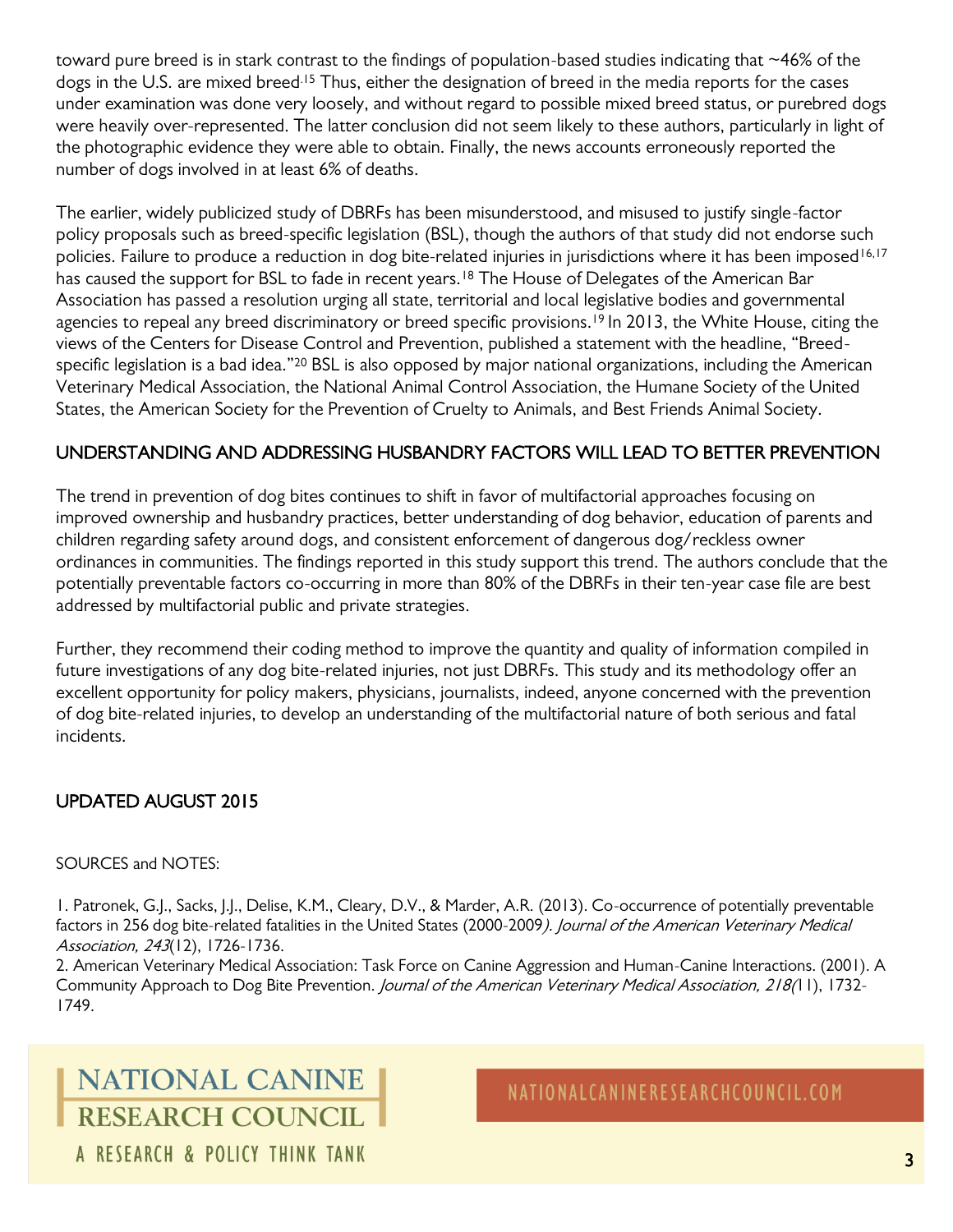toward pure breed is in stark contrast to the findings of population-based studies indicating that ~46% of the dogs in the U.S. are mixed breed.[15] Thus, either the designation of breed in the media reports for the cases under examination was done very loosely, and without regard to possible mixed breed status, or purebred dogs were heavily over-represented. The latter conclusion did not seem likely to these authors, particularly in light of the photographic evidence they were able to obtain. Finally, the news accounts erroneously reported the number of dogs involved in at least 6% of deaths.

The earlier, widely publicized study of DBRFs has been misunderstood, and misused to justify single-factor policy proposals such as breed-specific legislation (BSL), though the authors of that study did not endorse such policies. Failure to produce a reduction in dog bite-related injuries in jurisdictions where it has been imposed[16,17] has caused the support for BSL to fade in recent years.[18] The House of Delegates of the American Bar Association has passed a resolution urging all state, territorial and local legislative bodies and governmental agencies to repeal any breed discriminatory or breed specific provisions.[19] In 2013, the White House, citing the views of the Centers for Disease Control and Prevention, published a statement with the headline, "Breed-specific legislation is a bad idea."[20] BSL is also opposed by major national organizations, including the American Veterinary Medical Association, the National Animal Control Association, the Humane Society of the United States, the American Society for the Prevention of Cruelty to Animals, and Best Friends Animal Society.

## UNDERSTANDING AND ADDRESSING HUSBANDRY FACTORS WILL LEAD TO BETTER PREVENTION

The trend in prevention of dog bites continues to shift in favor of multifactorial approaches focusing on improved ownership and husbandry practices, better understanding of dog behavior, education of parents and children regarding safety around dogs, and consistent enforcement of dangerous dog/reckless owner ordinances in communities. The findings reported in this study support this trend. The authors conclude that the potentially preventable factors co-occurring in more than 80% of the DBRFs in their ten-year case file are best addressed by multifactorial public and private strategies.

Further, they recommend their coding method to improve the quantity and quality of information compiled in future investigations of any dog bite-related injuries, not just DBRFs. This study and its methodology offer an excellent opportunity for policy makers, physicians, journalists, indeed, anyone concerned with the prevention of dog bite-related injuries, to develop an understanding of the multifactorial nature of both serious and fatal incidents.

## UPDATED AUGUST 2015

SOURCES and NOTES:

1. Patronek, G.J., Sacks, J.J., Delise, K.M., Cleary, D.V., & Marder, A.R. (2013). Co-occurrence of potentially preventable factors in 256 dog bite-related fatalities in the United States (2000-2009). *Journal of the American Veterinary Medical Association, 243*(12), 1726-1736.
2. American Veterinary Medical Association: Task Force on Canine Aggression and Human-Canine Interactions. (2001). A Community Approach to Dog Bite Prevention. *Journal of the American Veterinary Medical Association, 218*(11), 1732-1749.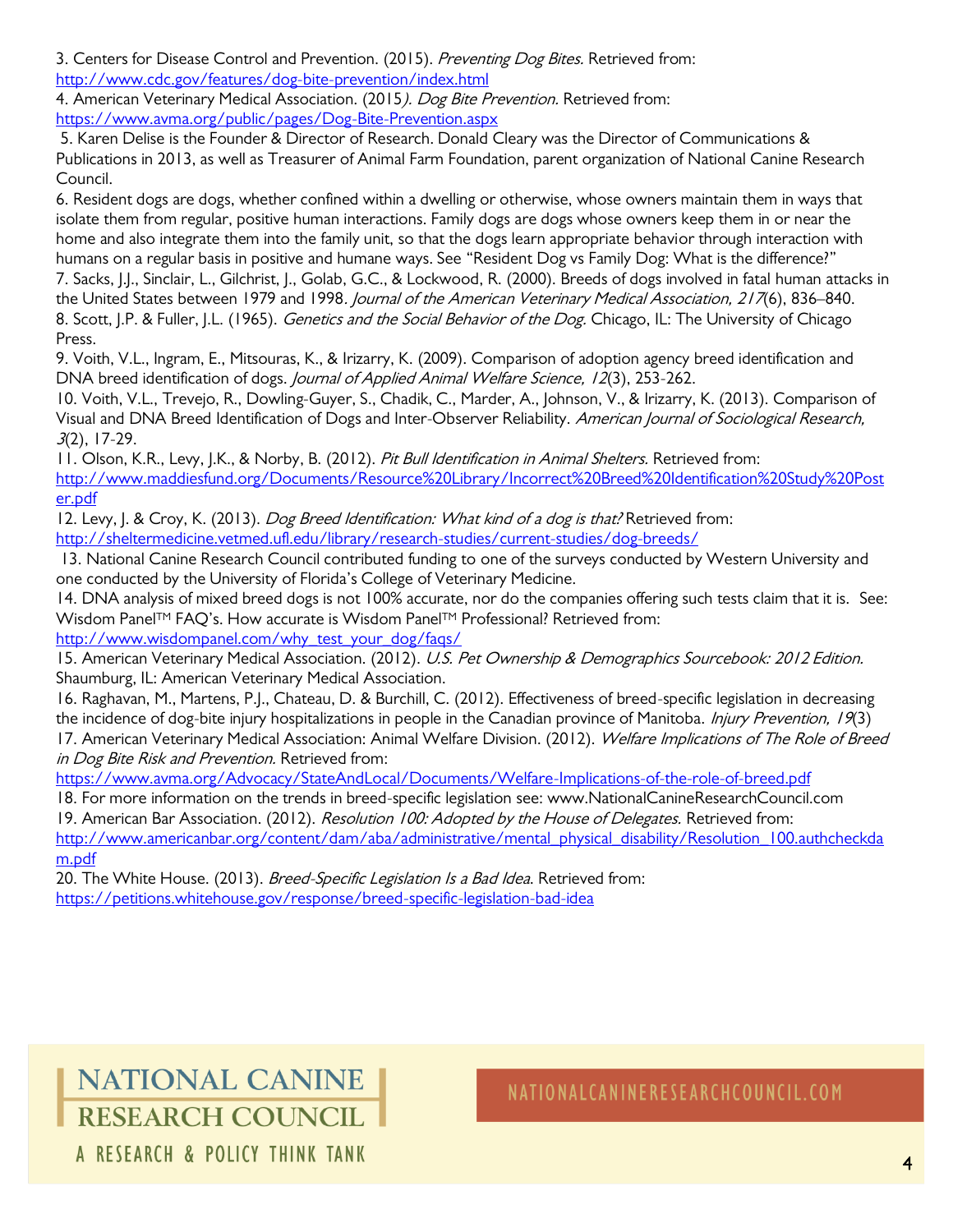3. Centers for Disease Control and Prevention. (2015). *Preventing Dog Bites.* Retrieved from: http://www.cdc.gov/features/dog-bite-prevention/index.html

4. American Veterinary Medical Association. (2015*). Dog Bite Prevention.* Retrieved from: https://www.avma.org/public/pages/Dog-Bite-Prevention.aspx

5. Karen Delise is the Founder & Director of Research. Donald Cleary was the Director of Communications & Publications in 2013, as well as Treasurer of Animal Farm Foundation, parent organization of National Canine Research Council.

6. Resident dogs are dogs, whether confined within a dwelling or otherwise, whose owners maintain them in ways that isolate them from regular, positive human interactions. Family dogs are dogs whose owners keep them in or near the home and also integrate them into the family unit, so that the dogs learn appropriate behavior through interaction with humans on a regular basis in positive and humane ways. See "Resident Dog vs Family Dog: What is the difference?"

7. Sacks, J.J., Sinclair, L., Gilchrist, J., Golab, G.C., & Lockwood, R. (2000). Breeds of dogs involved in fatal human attacks in the United States between 1979 and 1998. *Journal of the American Veterinary Medical Association, 217*(6), 836–840.

8. Scott, J.P. & Fuller, J.L. (1965). *Genetics and the Social Behavior of the Dog.* Chicago, IL: The University of Chicago Press.

9. Voith, V.L., Ingram, E., Mitsouras, K., & Irizarry, K. (2009). Comparison of adoption agency breed identification and DNA breed identification of dogs. *Journal of Applied Animal Welfare Science, 12*(3), 253-262.

10. Voith, V.L., Trevejo, R., Dowling-Guyer, S., Chadik, C., Marder, A., Johnson, V., & Irizarry, K. (2013). Comparison of Visual and DNA Breed Identification of Dogs and Inter-Observer Reliability. *American Journal of Sociological Research, 3*(2), 17-29.

11. Olson, K.R., Levy, J.K., & Norby, B. (2012). *Pit Bull Identification in Animal Shelters.* Retrieved from: http://www.maddiesfund.org/Documents/Resource%20Library/Incorrect%20Breed%20Identification%20Study%20Poster.pdf

12. Levy, J. & Croy, K. (2013). *Dog Breed Identification: What kind of a dog is that?* Retrieved from: http://sheltermedicine.vetmed.ufl.edu/library/research-studies/current-studies/dog-breeds/

13. National Canine Research Council contributed funding to one of the surveys conducted by Western University and one conducted by the University of Florida's College of Veterinary Medicine.

14. DNA analysis of mixed breed dogs is not 100% accurate, nor do the companies offering such tests claim that it is. See: Wisdom Panel™ FAQ's. How accurate is Wisdom Panel™ Professional? Retrieved from: http://www.wisdompanel.com/why_test_your_dog/faqs/

15. American Veterinary Medical Association. (2012). *U.S. Pet Ownership & Demographics Sourcebook: 2012 Edition.* Shaumburg, IL: American Veterinary Medical Association.

16. Raghavan, M., Martens, P.J., Chateau, D. & Burchill, C. (2012). Effectiveness of breed-specific legislation in decreasing the incidence of dog-bite injury hospitalizations in people in the Canadian province of Manitoba. *Injury Prevention, 19*(3)

17. American Veterinary Medical Association: Animal Welfare Division. (2012). *Welfare Implications of The Role of Breed in Dog Bite Risk and Prevention.* Retrieved from: https://www.avma.org/Advocacy/StateAndLocal/Documents/Welfare-Implications-of-the-role-of-breed.pdf

18. For more information on the trends in breed-specific legislation see: www.NationalCanineResearchCouncil.com

19. American Bar Association. (2012). *Resolution 100: Adopted by the House of Delegates.* Retrieved from: http://www.americanbar.org/content/dam/aba/administrative/mental_physical_disability/Resolution_100.authcheckdam.pdf

20. The White House. (2013). *Breed-Specific Legislation Is a Bad Idea.* Retrieved from: https://petitions.whitehouse.gov/response/breed-specific-legislation-bad-idea

NATIONAL CANINE RESEARCH COUNCIL

A RESEARCH & POLICY THINK TANK

NATIONALCANINERESEARCHCOUNCIL.COM